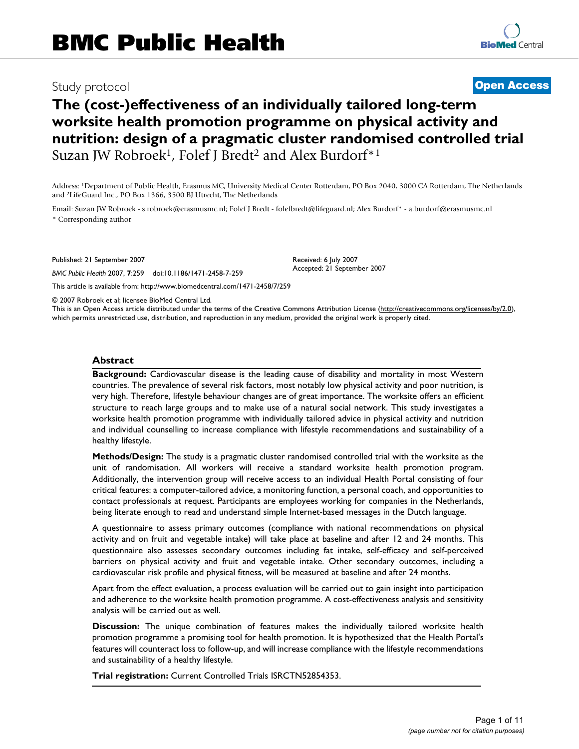BMC Public Health

Study protocol

**Open Access**

# The (cost-)effectiveness of an individually tailored long-term worksite health promotion programme on physical activity and nutrition: design of a pragmatic cluster randomised controlled trial

Suzan JW Robroek[1], Folef J Bredt[2] and Alex Burdorf*[1]

Address: [1]Department of Public Health, Erasmus MC, University Medical Center Rotterdam, PO Box 2040, 3000 CA Rotterdam, The Netherlands and [2]LifeGuard Inc., PO Box 1366, 3500 BJ Utrecht, The Netherlands

Email: Suzan JW Robroek - s.robroek@erasmusmc.nl; Folef J Bredt - folefbredt@lifeguard.nl; Alex Burdorf* - a.burdorf@erasmusmc.nl

* Corresponding author

Published: 21 September 2007

*BMC Public Health* 2007, **7**:259 doi:10.1186/1471-2458-7-259

Received: 6 July 2007

Accepted: 21 September 2007

This article is available from: http://www.biomedcentral.com/1471-2458/7/259

© 2007 Robroek et al; licensee BioMed Central Ltd.

This is an Open Access article distributed under the terms of the Creative Commons Attribution License (http://creativecommons.org/licenses/by/2.0), which permits unrestricted use, distribution, and reproduction in any medium, provided the original work is properly cited.

## Abstract

**Background:** Cardiovascular disease is the leading cause of disability and mortality in most Western countries. The prevalence of several risk factors, most notably low physical activity and poor nutrition, is very high. Therefore, lifestyle behaviour changes are of great importance. The worksite offers an efficient structure to reach large groups and to make use of a natural social network. This study investigates a worksite health promotion programme with individually tailored advice in physical activity and nutrition and individual counselling to increase compliance with lifestyle recommendations and sustainability of a healthy lifestyle.

**Methods/Design:** The study is a pragmatic cluster randomised controlled trial with the worksite as the unit of randomisation. All workers will receive a standard worksite health promotion program. Additionally, the intervention group will receive access to an individual Health Portal consisting of four critical features: a computer-tailored advice, a monitoring function, a personal coach, and opportunities to contact professionals at request. Participants are employees working for companies in the Netherlands, being literate enough to read and understand simple Internet-based messages in the Dutch language.

A questionnaire to assess primary outcomes (compliance with national recommendations on physical activity and on fruit and vegetable intake) will take place at baseline and after 12 and 24 months. This questionnaire also assesses secondary outcomes including fat intake, self-efficacy and self-perceived barriers on physical activity and fruit and vegetable intake. Other secondary outcomes, including a cardiovascular risk profile and physical fitness, will be measured at baseline and after 24 months.

Apart from the effect evaluation, a process evaluation will be carried out to gain insight into participation and adherence to the worksite health promotion programme. A cost-effectiveness analysis and sensitivity analysis will be carried out as well.

**Discussion:** The unique combination of features makes the individually tailored worksite health promotion programme a promising tool for health promotion. It is hypothesized that the Health Portal's features will counteract loss to follow-up, and will increase compliance with the lifestyle recommendations and sustainability of a healthy lifestyle.

**Trial registration:** Current Controlled Trials ISRCTN52854353.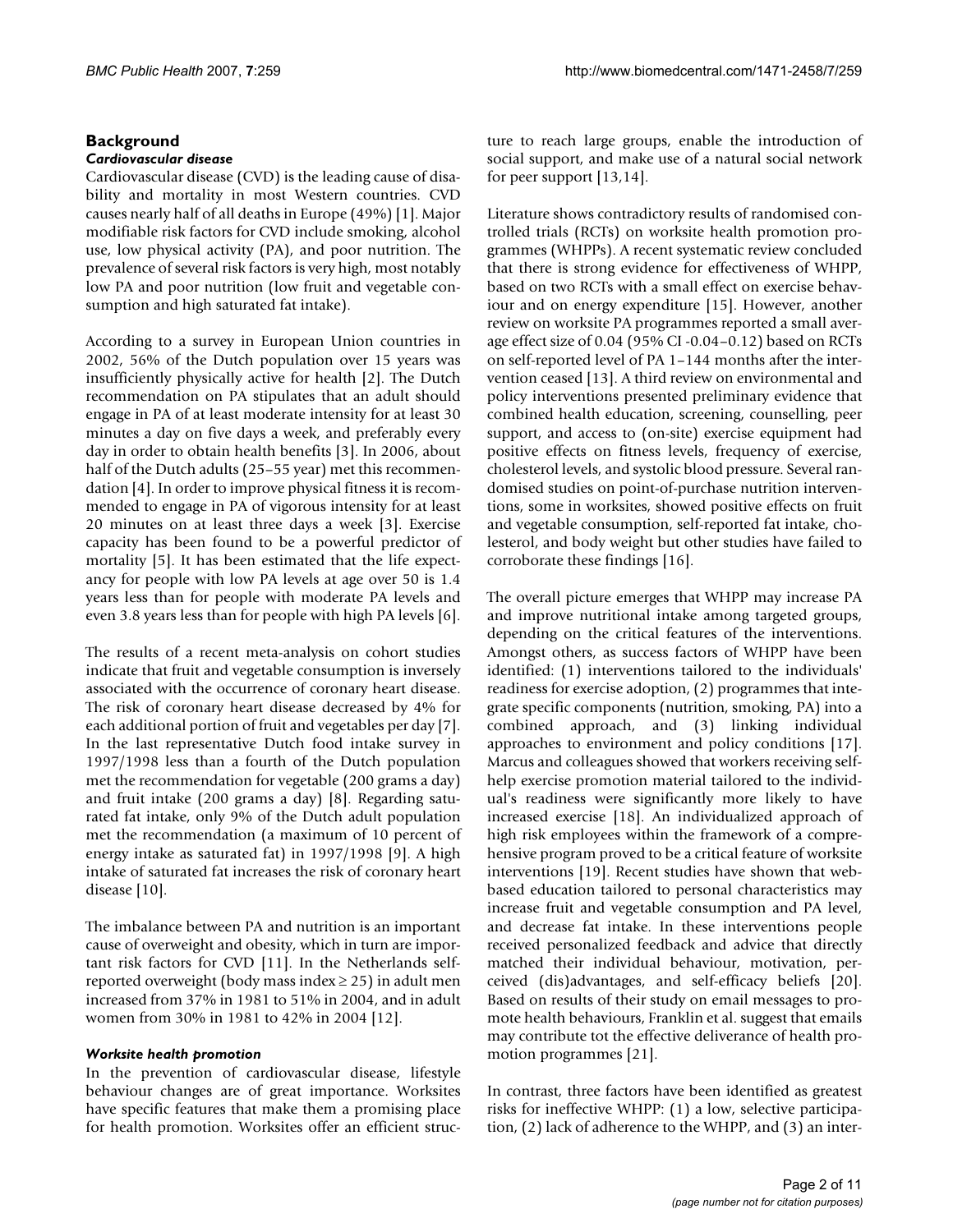## Background

### *Cardiovascular disease*

Cardiovascular disease (CVD) is the leading cause of disability and mortality in most Western countries. CVD causes nearly half of all deaths in Europe (49%) [1]. Major modifiable risk factors for CVD include smoking, alcohol use, low physical activity (PA), and poor nutrition. The prevalence of several risk factors is very high, most notably low PA and poor nutrition (low fruit and vegetable consumption and high saturated fat intake).

According to a survey in European Union countries in 2002, 56% of the Dutch population over 15 years was insufficiently physically active for health [2]. The Dutch recommendation on PA stipulates that an adult should engage in PA of at least moderate intensity for at least 30 minutes a day on five days a week, and preferably every day in order to obtain health benefits [3]. In 2006, about half of the Dutch adults (25–55 year) met this recommendation [4]. In order to improve physical fitness it is recommended to engage in PA of vigorous intensity for at least 20 minutes on at least three days a week [3]. Exercise capacity has been found to be a powerful predictor of mortality [5]. It has been estimated that the life expectancy for people with low PA levels at age over 50 is 1.4 years less than for people with moderate PA levels and even 3.8 years less than for people with high PA levels [6].

The results of a recent meta-analysis on cohort studies indicate that fruit and vegetable consumption is inversely associated with the occurrence of coronary heart disease. The risk of coronary heart disease decreased by 4% for each additional portion of fruit and vegetables per day [7]. In the last representative Dutch food intake survey in 1997/1998 less than a fourth of the Dutch population met the recommendation for vegetable (200 grams a day) and fruit intake (200 grams a day) [8]. Regarding saturated fat intake, only 9% of the Dutch adult population met the recommendation (a maximum of 10 percent of energy intake as saturated fat) in 1997/1998 [9]. A high intake of saturated fat increases the risk of coronary heart disease [10].

The imbalance between PA and nutrition is an important cause of overweight and obesity, which in turn are important risk factors for CVD [11]. In the Netherlands self-reported overweight (body mass index ≥ 25) in adult men increased from 37% in 1981 to 51% in 2004, and in adult women from 30% in 1981 to 42% in 2004 [12].

### *Worksite health promotion*

In the prevention of cardiovascular disease, lifestyle behaviour changes are of great importance. Worksites have specific features that make them a promising place for health promotion. Worksites offer an efficient structure to reach large groups, enable the introduction of social support, and make use of a natural social network for peer support [13,14].

Literature shows contradictory results of randomised controlled trials (RCTs) on worksite health promotion programmes (WHPPs). A recent systematic review concluded that there is strong evidence for effectiveness of WHPP, based on two RCTs with a small effect on exercise behaviour and on energy expenditure [15]. However, another review on worksite PA programmes reported a small average effect size of 0.04 (95% CI -0.04–0.12) based on RCTs on self-reported level of PA 1–144 months after the intervention ceased [13]. A third review on environmental and policy interventions presented preliminary evidence that combined health education, screening, counselling, peer support, and access to (on-site) exercise equipment had positive effects on fitness levels, frequency of exercise, cholesterol levels, and systolic blood pressure. Several randomised studies on point-of-purchase nutrition interventions, some in worksites, showed positive effects on fruit and vegetable consumption, self-reported fat intake, cholesterol, and body weight but other studies have failed to corroborate these findings [16].

The overall picture emerges that WHPP may increase PA and improve nutritional intake among targeted groups, depending on the critical features of the interventions. Amongst others, as success factors of WHPP have been identified: (1) interventions tailored to the individuals' readiness for exercise adoption, (2) programmes that integrate specific components (nutrition, smoking, PA) into a combined approach, and (3) linking individual approaches to environment and policy conditions [17]. Marcus and colleagues showed that workers receiving self-help exercise promotion material tailored to the individual's readiness were significantly more likely to have increased exercise [18]. An individualized approach of high risk employees within the framework of a comprehensive program proved to be a critical feature of worksite interventions [19]. Recent studies have shown that web-based education tailored to personal characteristics may increase fruit and vegetable consumption and PA level, and decrease fat intake. In these interventions people received personalized feedback and advice that directly matched their individual behaviour, motivation, perceived (dis)advantages, and self-efficacy beliefs [20]. Based on results of their study on email messages to promote health behaviours, Franklin et al. suggest that emails may contribute tot the effective deliverance of health promotion programmes [21].

In contrast, three factors have been identified as greatest risks for ineffective WHPP: (1) a low, selective participation, (2) lack of adherence to the WHPP, and (3) an inter-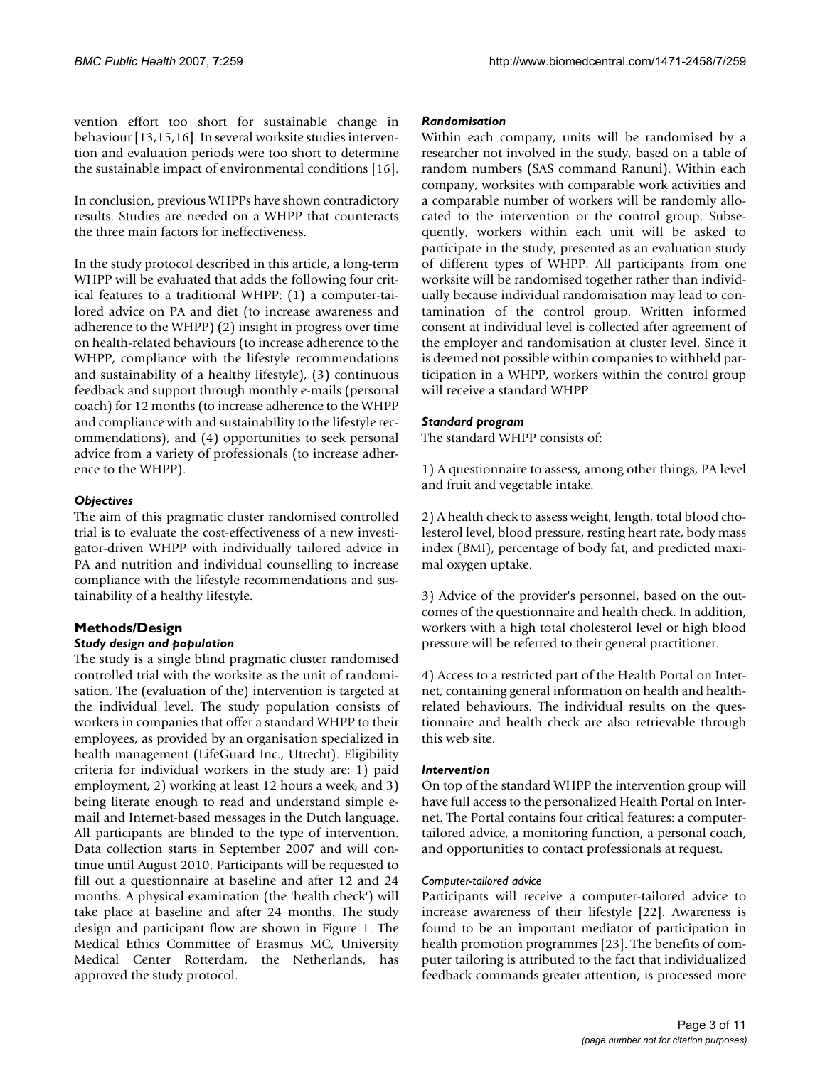vention effort too short for sustainable change in behaviour [13,15,16]. In several worksite studies intervention and evaluation periods were too short to determine the sustainable impact of environmental conditions [16].

In conclusion, previous WHPPs have shown contradictory results. Studies are needed on a WHPP that counteracts the three main factors for ineffectiveness.

In the study protocol described in this article, a long-term WHPP will be evaluated that adds the following four critical features to a traditional WHPP: (1) a computer-tailored advice on PA and diet (to increase awareness and adherence to the WHPP) (2) insight in progress over time on health-related behaviours (to increase adherence to the WHPP, compliance with the lifestyle recommendations and sustainability of a healthy lifestyle), (3) continuous feedback and support through monthly e-mails (personal coach) for 12 months (to increase adherence to the WHPP and compliance with and sustainability to the lifestyle recommendations), and (4) opportunities to seek personal advice from a variety of professionals (to increase adherence to the WHPP).

### *Objectives*

The aim of this pragmatic cluster randomised controlled trial is to evaluate the cost-effectiveness of a new investigator-driven WHPP with individually tailored advice in PA and nutrition and individual counselling to increase compliance with the lifestyle recommendations and sustainability of a healthy lifestyle.

## Methods/Design

### *Study design and population*

The study is a single blind pragmatic cluster randomised controlled trial with the worksite as the unit of randomisation. The (evaluation of the) intervention is targeted at the individual level. The study population consists of workers in companies that offer a standard WHPP to their employees, as provided by an organisation specialized in health management (LifeGuard Inc., Utrecht). Eligibility criteria for individual workers in the study are: 1) paid employment, 2) working at least 12 hours a week, and 3) being literate enough to read and understand simple e-mail and Internet-based messages in the Dutch language. All participants are blinded to the type of intervention. Data collection starts in September 2007 and will continue until August 2010. Participants will be requested to fill out a questionnaire at baseline and after 12 and 24 months. A physical examination (the 'health check') will take place at baseline and after 24 months. The study design and participant flow are shown in Figure 1. The Medical Ethics Committee of Erasmus MC, University Medical Center Rotterdam, the Netherlands, has approved the study protocol.

### *Randomisation*

Within each company, units will be randomised by a researcher not involved in the study, based on a table of random numbers (SAS command Ranuni). Within each company, worksites with comparable work activities and a comparable number of workers will be randomly allocated to the intervention or the control group. Subsequently, workers within each unit will be asked to participate in the study, presented as an evaluation study of different types of WHPP. All participants from one worksite will be randomised together rather than individually because individual randomisation may lead to contamination of the control group. Written informed consent at individual level is collected after agreement of the employer and randomisation at cluster level. Since it is deemed not possible within companies to withheld participation in a WHPP, workers within the control group will receive a standard WHPP.

### *Standard program*

The standard WHPP consists of:

1) A questionnaire to assess, among other things, PA level and fruit and vegetable intake.

2) A health check to assess weight, length, total blood cholesterol level, blood pressure, resting heart rate, body mass index (BMI), percentage of body fat, and predicted maximal oxygen uptake.

3) Advice of the provider's personnel, based on the outcomes of the questionnaire and health check. In addition, workers with a high total cholesterol level or high blood pressure will be referred to their general practitioner.

4) Access to a restricted part of the Health Portal on Internet, containing general information on health and health-related behaviours. The individual results on the questionnaire and health check are also retrievable through this web site.

### *Intervention*

On top of the standard WHPP the intervention group will have full access to the personalized Health Portal on Internet. The Portal contains four critical features: a computer-tailored advice, a monitoring function, a personal coach, and opportunities to contact professionals at request.

#### *Computer-tailored advice*

Participants will receive a computer-tailored advice to increase awareness of their lifestyle [22]. Awareness is found to be an important mediator of participation in health promotion programmes [23]. The benefits of computer tailoring is attributed to the fact that individualized feedback commands greater attention, is processed more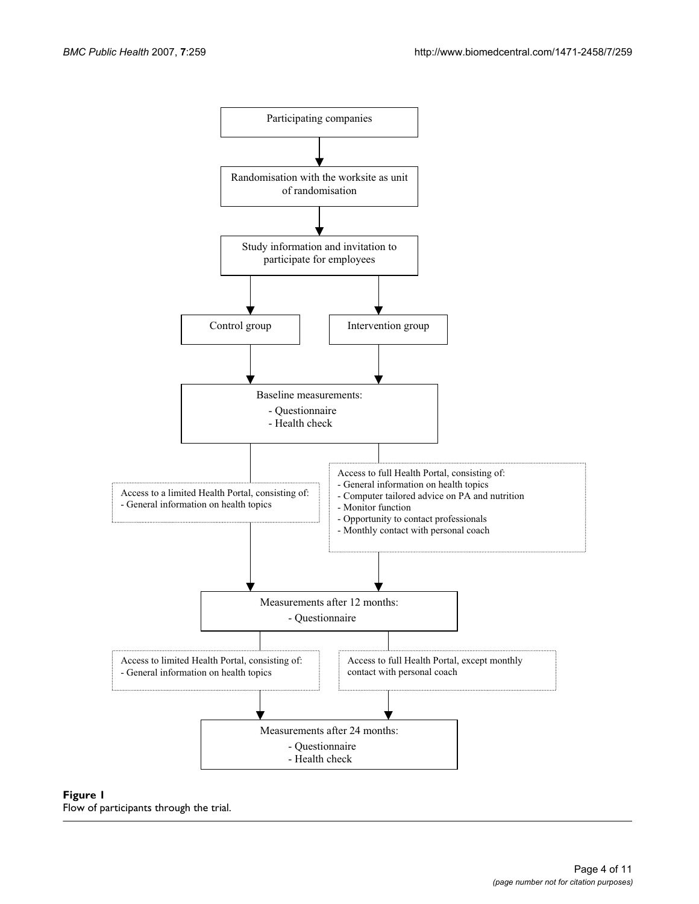Participating companies

Randomisation with the worksite as unit of randomisation

Study information and invitation to participate for employees

Control group

Intervention group

Baseline measurements:
- Questionnaire
- Health check

Access to a limited Health Portal, consisting of:
- General information on health topics

Access to full Health Portal, consisting of:
- General information on health topics
- Computer tailored advice on PA and nutrition
- Monitor function
- Opportunity to contact professionals
- Monthly contact with personal coach

Measurements after 12 months:
- Questionnaire

Access to limited Health Portal, consisting of:
- General information on health topics

Access to full Health Portal, except monthly contact with personal coach

Measurements after 24 months:
- Questionnaire
- Health check

**Figure 1**
Flow of participants through the trial.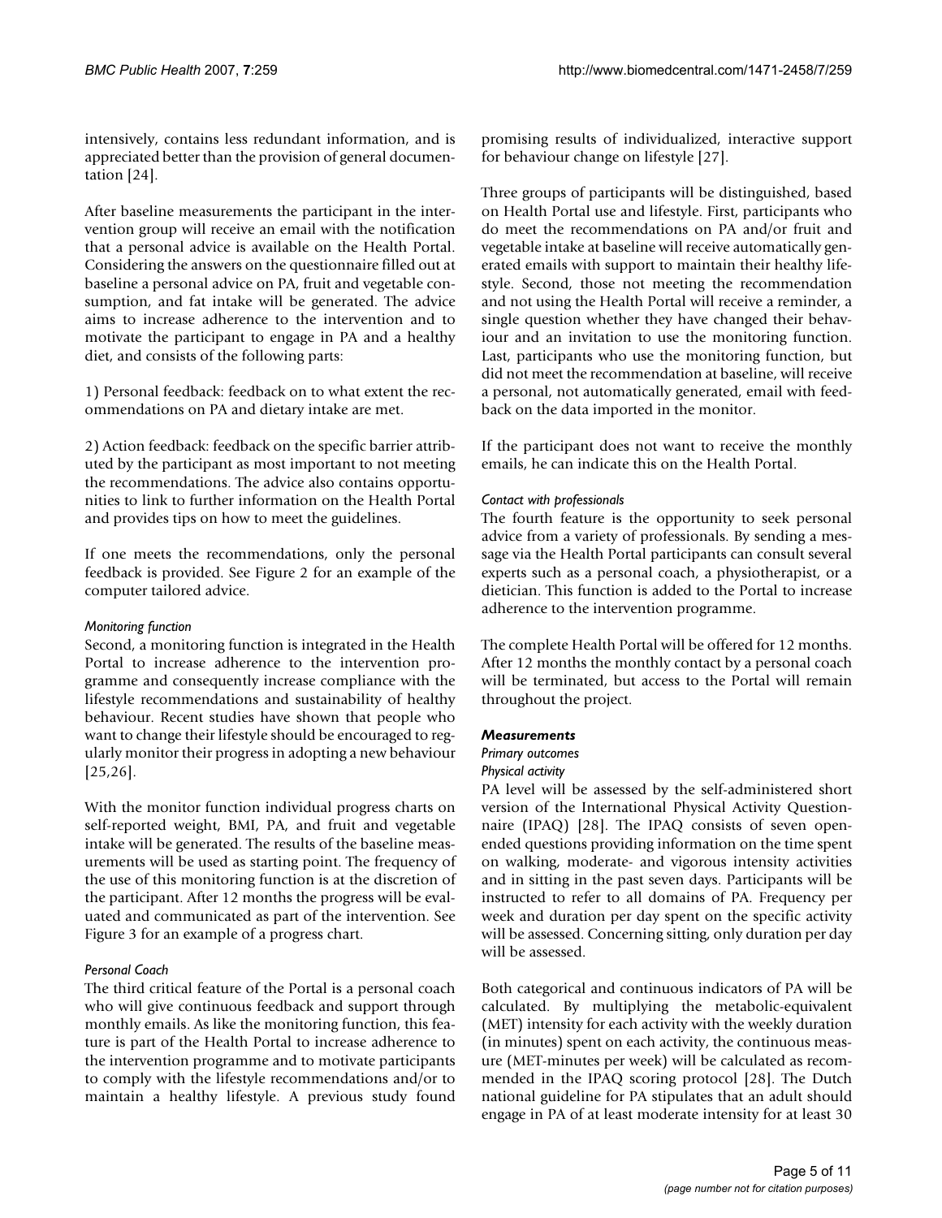intensively, contains less redundant information, and is appreciated better than the provision of general documentation [24].

After baseline measurements the participant in the intervention group will receive an email with the notification that a personal advice is available on the Health Portal. Considering the answers on the questionnaire filled out at baseline a personal advice on PA, fruit and vegetable consumption, and fat intake will be generated. The advice aims to increase adherence to the intervention and to motivate the participant to engage in PA and a healthy diet, and consists of the following parts:

1) Personal feedback: feedback on to what extent the recommendations on PA and dietary intake are met.

2) Action feedback: feedback on the specific barrier attributed by the participant as most important to not meeting the recommendations. The advice also contains opportunities to link to further information on the Health Portal and provides tips on how to meet the guidelines.

If one meets the recommendations, only the personal feedback is provided. See Figure 2 for an example of the computer tailored advice.

*Monitoring function*

Second, a monitoring function is integrated in the Health Portal to increase adherence to the intervention programme and consequently increase compliance with the lifestyle recommendations and sustainability of healthy behaviour. Recent studies have shown that people who want to change their lifestyle should be encouraged to regularly monitor their progress in adopting a new behaviour [25,26].

With the monitor function individual progress charts on self-reported weight, BMI, PA, and fruit and vegetable intake will be generated. The results of the baseline measurements will be used as starting point. The frequency of the use of this monitoring function is at the discretion of the participant. After 12 months the progress will be evaluated and communicated as part of the intervention. See Figure 3 for an example of a progress chart.

*Personal Coach*

The third critical feature of the Portal is a personal coach who will give continuous feedback and support through monthly emails. As like the monitoring function, this feature is part of the Health Portal to increase adherence to the intervention programme and to motivate participants to comply with the lifestyle recommendations and/or to maintain a healthy lifestyle. A previous study found promising results of individualized, interactive support for behaviour change on lifestyle [27].

Three groups of participants will be distinguished, based on Health Portal use and lifestyle. First, participants who do meet the recommendations on PA and/or fruit and vegetable intake at baseline will receive automatically generated emails with support to maintain their healthy lifestyle. Second, those not meeting the recommendation and not using the Health Portal will receive a reminder, a single question whether they have changed their behaviour and an invitation to use the monitoring function. Last, participants who use the monitoring function, but did not meet the recommendation at baseline, will receive a personal, not automatically generated, email with feedback on the data imported in the monitor.

If the participant does not want to receive the monthly emails, he can indicate this on the Health Portal.

*Contact with professionals*

The fourth feature is the opportunity to seek personal advice from a variety of professionals. By sending a message via the Health Portal participants can consult several experts such as a personal coach, a physiotherapist, or a dietician. This function is added to the Portal to increase adherence to the intervention programme.

The complete Health Portal will be offered for 12 months. After 12 months the monthly contact by a personal coach will be terminated, but access to the Portal will remain throughout the project.

***Measurements***

*Primary outcomes*

*Physical activity*

PA level will be assessed by the self-administered short version of the International Physical Activity Questionnaire (IPAQ) [28]. The IPAQ consists of seven open-ended questions providing information on the time spent on walking, moderate- and vigorous intensity activities and in sitting in the past seven days. Participants will be instructed to refer to all domains of PA. Frequency per week and duration per day spent on the specific activity will be assessed. Concerning sitting, only duration per day will be assessed.

Both categorical and continuous indicators of PA will be calculated. By multiplying the metabolic-equivalent (MET) intensity for each activity with the weekly duration (in minutes) spent on each activity, the continuous measure (MET-minutes per week) will be calculated as recommended in the IPAQ scoring protocol [28]. The Dutch national guideline for PA stipulates that an adult should engage in PA of at least moderate intensity for at least 30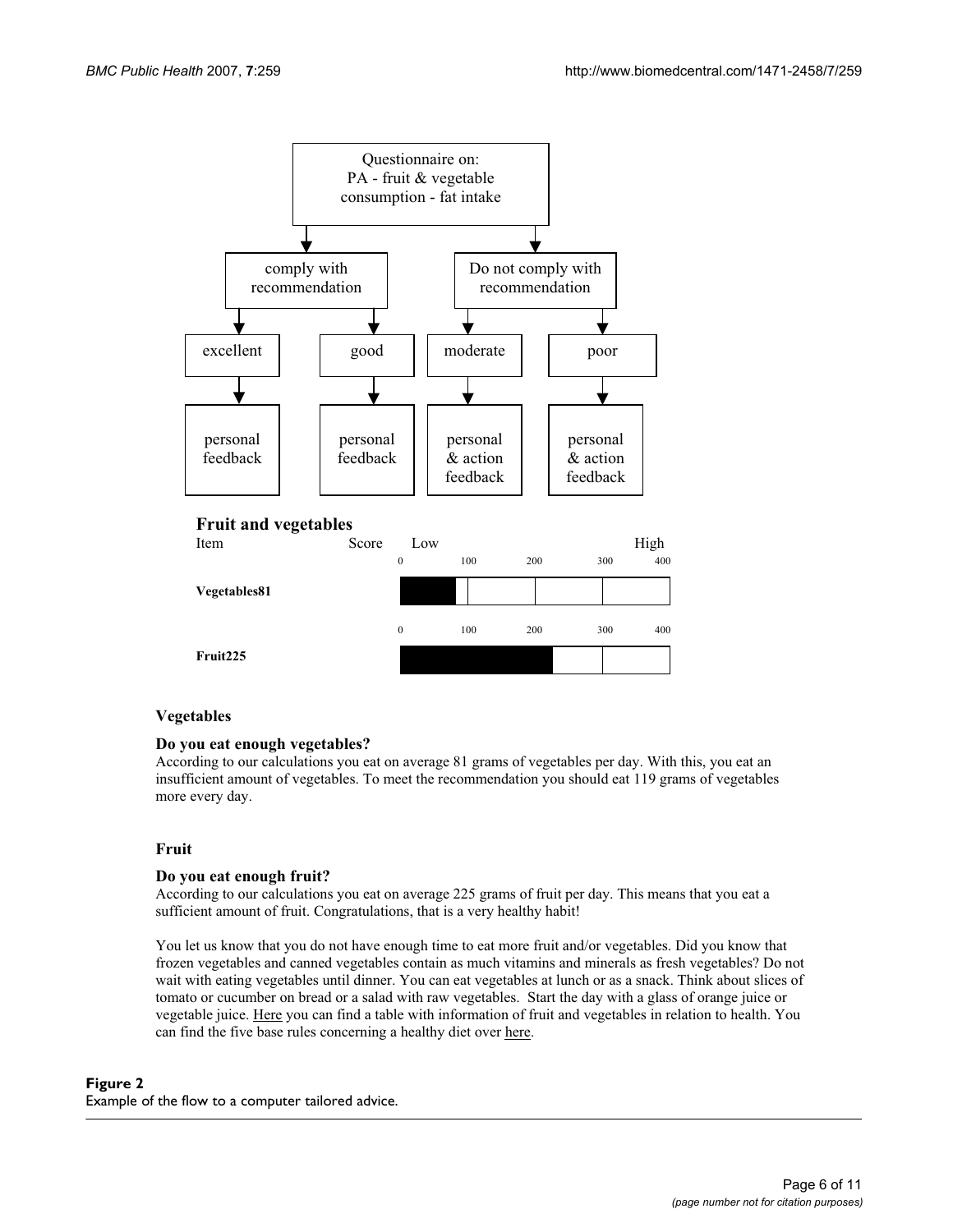Questionnaire on:
PA - fruit & vegetable consumption - fat intake

comply with recommendation → excellent → personal feedback; good → personal feedback

Do not comply with recommendation → moderate → personal & action feedback; poor → personal & action feedback

**Fruit and vegetables**

| Item | Score | Low | | | High |
|---|---|---|---|---|---|
| | | 0 | 100 | 200 | 300 400 |
| **Vegetables** | **81** | | | | |
| | | 0 | 100 | 200 | 300 400 |
| **Fruit** | **225** | | | | |

### Vegetables

**Do you eat enough vegetables?**
According to our calculations you eat on average 81 grams of vegetables per day. With this, you eat an insufficient amount of vegetables. To meet the recommendation you should eat 119 grams of vegetables more every day.

### Fruit

**Do you eat enough fruit?**
According to our calculations you eat on average 225 grams of fruit per day. This means that you eat a sufficient amount of fruit. Congratulations, that is a very healthy habit!

You let us know that you do not have enough time to eat more fruit and/or vegetables. Did you know that frozen vegetables and canned vegetables contain as much vitamins and minerals as fresh vegetables? Do not wait with eating vegetables until dinner. You can eat vegetables at lunch or as a snack. Think about slices of tomato or cucumber on bread or a salad with raw vegetables. Start the day with a glass of orange juice or vegetable juice. Here you can find a table with information of fruit and vegetables in relation to health. You can find the five base rules concerning a healthy diet over here.

**Figure 2**
Example of the flow to a computer tailored advice.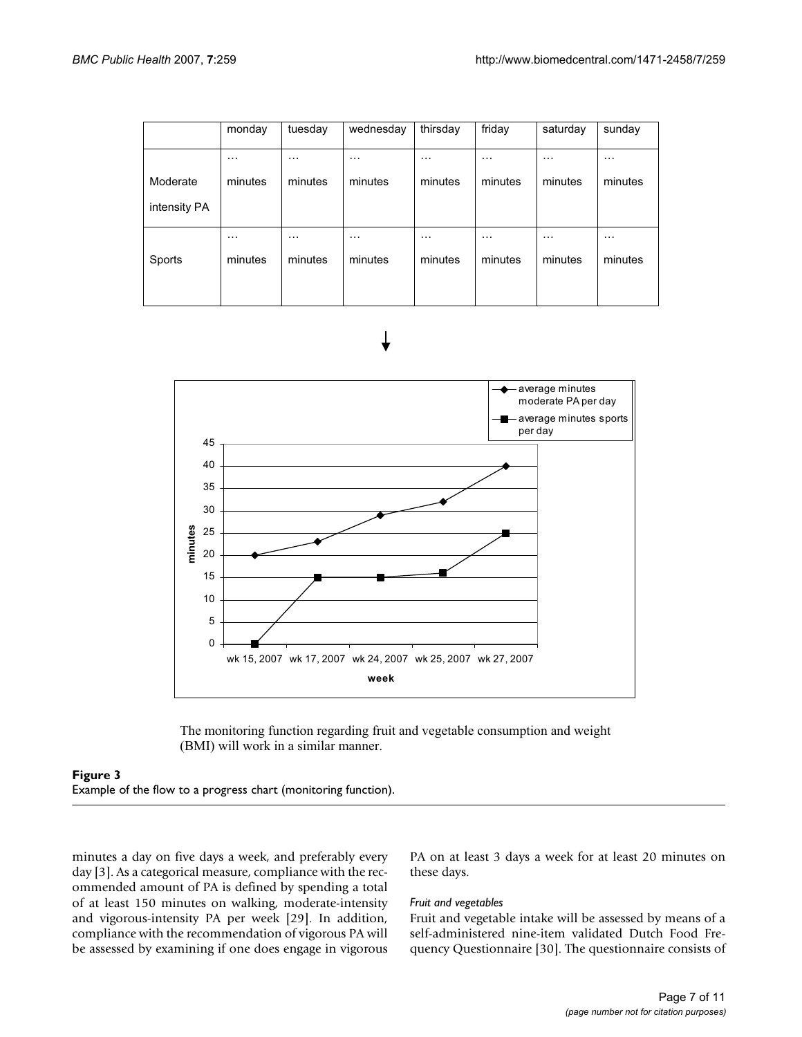|  | monday | tuesday | wednesday | thirsday | friday | saturday | sunday |
| --- | --- | --- | --- | --- | --- | --- | --- |
| Moderate intensity PA | … minutes | … minutes | … minutes | … minutes | … minutes | … minutes | … minutes |
| Sports | … minutes | … minutes | … minutes | … minutes | … minutes | … minutes | … minutes |

↓

| week | average minutes moderate PA per day | average minutes sports per day |
| --- | --- | --- |
| wk 15, 2007 | 20 | 0 |
| wk 17, 2007 | 23 | 15 |
| wk 24, 2007 | 29 | 15 |
| wk 25, 2007 | 32 | 16 |
| wk 27, 2007 | 40 | 25 |

The monitoring function regarding fruit and vegetable consumption and weight (BMI) will work in a similar manner.

**Figure 3**
Example of the flow to a progress chart (monitoring function).

minutes a day on five days a week, and preferably every day [3]. As a categorical measure, compliance with the recommended amount of PA is defined by spending a total of at least 150 minutes on walking, moderate-intensity and vigorous-intensity PA per week [29]. In addition, compliance with the recommendation of vigorous PA will be assessed by examining if one does engage in vigorous PA on at least 3 days a week for at least 20 minutes on these days.

*Fruit and vegetables*

Fruit and vegetable intake will be assessed by means of a self-administered nine-item validated Dutch Food Frequency Questionnaire [30]. The questionnaire consists of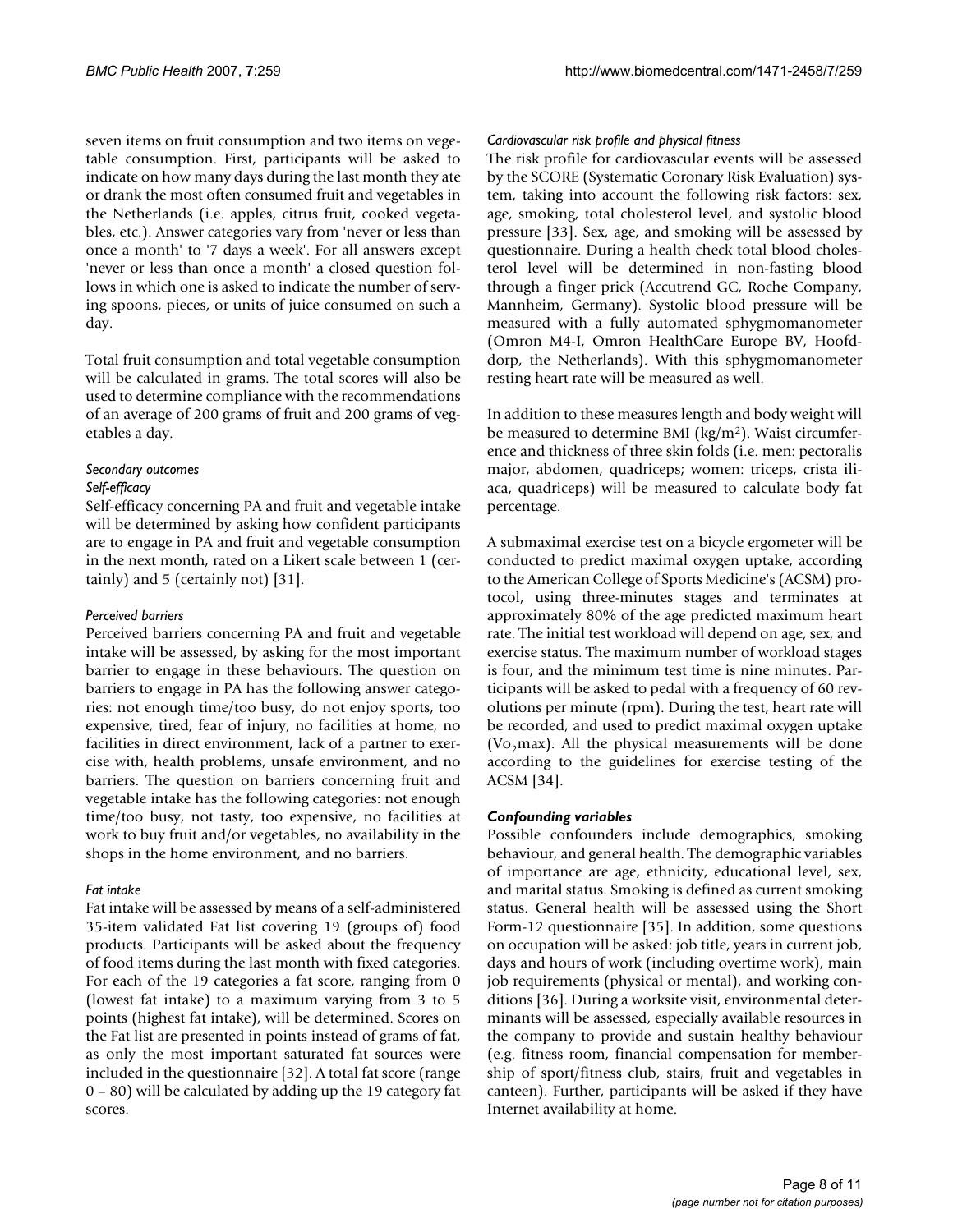seven items on fruit consumption and two items on vegetable consumption. First, participants will be asked to indicate on how many days during the last month they ate or drank the most often consumed fruit and vegetables in the Netherlands (i.e. apples, citrus fruit, cooked vegetables, etc.). Answer categories vary from 'never or less than once a month' to '7 days a week'. For all answers except 'never or less than once a month' a closed question follows in which one is asked to indicate the number of serving spoons, pieces, or units of juice consumed on such a day.

Total fruit consumption and total vegetable consumption will be calculated in grams. The total scores will also be used to determine compliance with the recommendations of an average of 200 grams of fruit and 200 grams of vegetables a day.

#### *Secondary outcomes*

##### *Self-efficacy*

Self-efficacy concerning PA and fruit and vegetable intake will be determined by asking how confident participants are to engage in PA and fruit and vegetable consumption in the next month, rated on a Likert scale between 1 (certainly) and 5 (certainly not) [31].

##### *Perceived barriers*

Perceived barriers concerning PA and fruit and vegetable intake will be assessed, by asking for the most important barrier to engage in these behaviours. The question on barriers to engage in PA has the following answer categories: not enough time/too busy, do not enjoy sports, too expensive, tired, fear of injury, no facilities at home, no facilities in direct environment, lack of a partner to exercise with, health problems, unsafe environment, and no barriers. The question on barriers concerning fruit and vegetable intake has the following categories: not enough time/too busy, not tasty, too expensive, no facilities at work to buy fruit and/or vegetables, no availability in the shops in the home environment, and no barriers.

##### *Fat intake*

Fat intake will be assessed by means of a self-administered 35-item validated Fat list covering 19 (groups of) food products. Participants will be asked about the frequency of food items during the last month with fixed categories. For each of the 19 categories a fat score, ranging from 0 (lowest fat intake) to a maximum varying from 3 to 5 points (highest fat intake), will be determined. Scores on the Fat list are presented in points instead of grams of fat, as only the most important saturated fat sources were included in the questionnaire [32]. A total fat score (range 0 – 80) will be calculated by adding up the 19 category fat scores.

##### *Cardiovascular risk profile and physical fitness*

The risk profile for cardiovascular events will be assessed by the SCORE (Systematic Coronary Risk Evaluation) system, taking into account the following risk factors: sex, age, smoking, total cholesterol level, and systolic blood pressure [33]. Sex, age, and smoking will be assessed by questionnaire. During a health check total blood cholesterol level will be determined in non-fasting blood through a finger prick (Accutrend GC, Roche Company, Mannheim, Germany). Systolic blood pressure will be measured with a fully automated sphygmomanometer (Omron M4-I, Omron HealthCare Europe BV, Hoofddorp, the Netherlands). With this sphygmomanometer resting heart rate will be measured as well.

In addition to these measures length and body weight will be measured to determine BMI (kg/m$^2$). Waist circumference and thickness of three skin folds (i.e. men: pectoralis major, abdomen, quadriceps; women: triceps, crista iliaca, quadriceps) will be measured to calculate body fat percentage.

A submaximal exercise test on a bicycle ergometer will be conducted to predict maximal oxygen uptake, according to the American College of Sports Medicine's (ACSM) protocol, using three-minutes stages and terminates at approximately 80% of the age predicted maximum heart rate. The initial test workload will depend on age, sex, and exercise status. The maximum number of workload stages is four, and the minimum test time is nine minutes. Participants will be asked to pedal with a frequency of 60 revolutions per minute (rpm). During the test, heart rate will be recorded, and used to predict maximal oxygen uptake ($Vo_2$max). All the physical measurements will be done according to the guidelines for exercise testing of the ACSM [34].

### *Confounding variables*

Possible confounders include demographics, smoking behaviour, and general health. The demographic variables of importance are age, ethnicity, educational level, sex, and marital status. Smoking is defined as current smoking status. General health will be assessed using the Short Form-12 questionnaire [35]. In addition, some questions on occupation will be asked: job title, years in current job, days and hours of work (including overtime work), main job requirements (physical or mental), and working conditions [36]. During a worksite visit, environmental determinants will be assessed, especially available resources in the company to provide and sustain healthy behaviour (e.g. fitness room, financial compensation for membership of sport/fitness club, stairs, fruit and vegetables in canteen). Further, participants will be asked if they have Internet availability at home.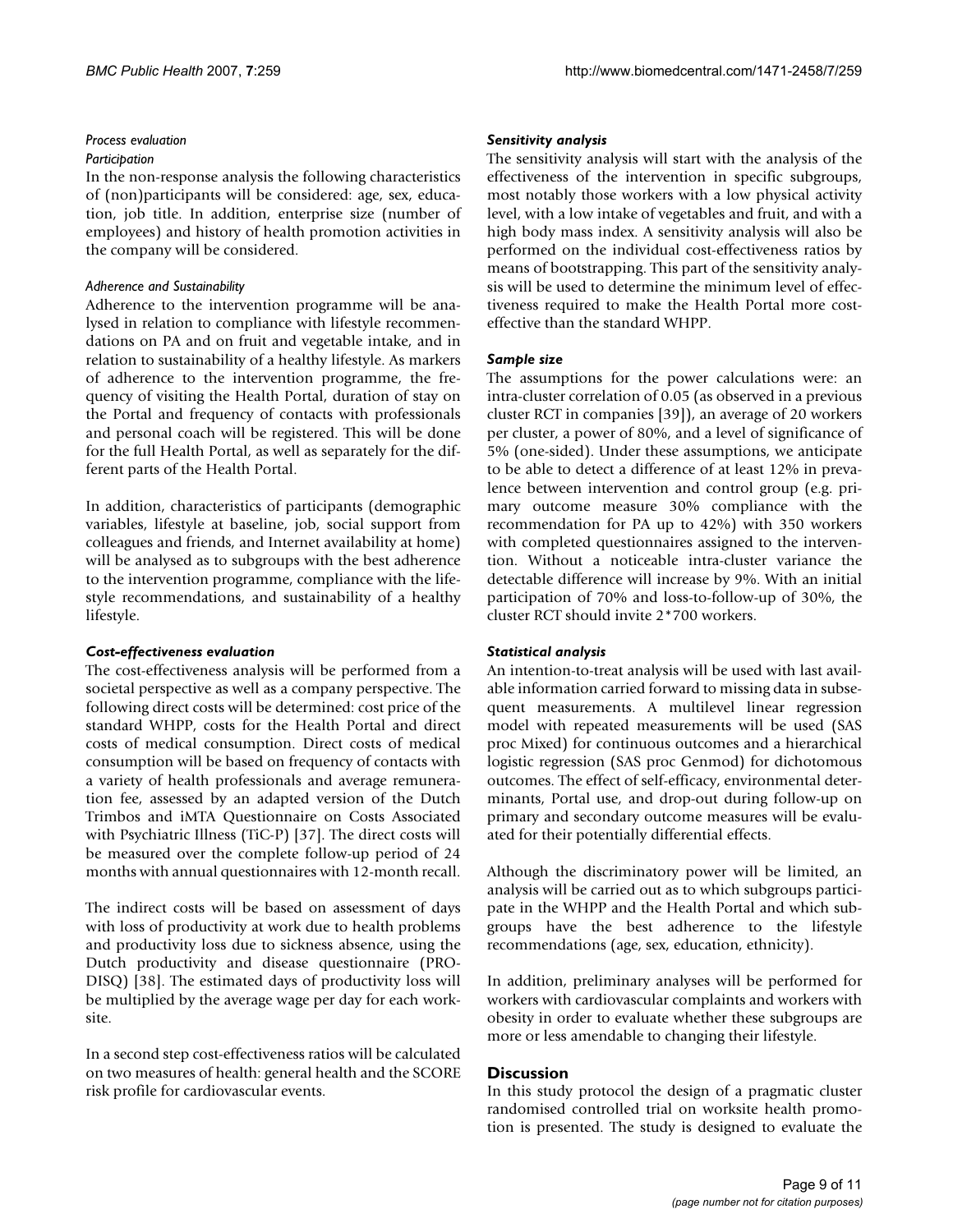#### *Process evaluation*

##### *Participation*

In the non-response analysis the following characteristics of (non)participants will be considered: age, sex, education, job title. In addition, enterprise size (number of employees) and history of health promotion activities in the company will be considered.

##### *Adherence and Sustainability*

Adherence to the intervention programme will be analysed in relation to compliance with lifestyle recommendations on PA and on fruit and vegetable intake, and in relation to sustainability of a healthy lifestyle. As markers of adherence to the intervention programme, the frequency of visiting the Health Portal, duration of stay on the Portal and frequency of contacts with professionals and personal coach will be registered. This will be done for the full Health Portal, as well as separately for the different parts of the Health Portal.

In addition, characteristics of participants (demographic variables, lifestyle at baseline, job, social support from colleagues and friends, and Internet availability at home) will be analysed as to subgroups with the best adherence to the intervention programme, compliance with the lifestyle recommendations, and sustainability of a healthy lifestyle.

#### *Cost-effectiveness evaluation*

The cost-effectiveness analysis will be performed from a societal perspective as well as a company perspective. The following direct costs will be determined: cost price of the standard WHPP, costs for the Health Portal and direct costs of medical consumption. Direct costs of medical consumption will be based on frequency of contacts with a variety of health professionals and average remuneration fee, assessed by an adapted version of the Dutch Trimbos and iMTA Questionnaire on Costs Associated with Psychiatric Illness (TiC-P) [37]. The direct costs will be measured over the complete follow-up period of 24 months with annual questionnaires with 12-month recall.

The indirect costs will be based on assessment of days with loss of productivity at work due to health problems and productivity loss due to sickness absence, using the Dutch productivity and disease questionnaire (PRODISQ) [38]. The estimated days of productivity loss will be multiplied by the average wage per day for each worksite.

In a second step cost-effectiveness ratios will be calculated on two measures of health: general health and the SCORE risk profile for cardiovascular events.

#### *Sensitivity analysis*

The sensitivity analysis will start with the analysis of the effectiveness of the intervention in specific subgroups, most notably those workers with a low physical activity level, with a low intake of vegetables and fruit, and with a high body mass index. A sensitivity analysis will also be performed on the individual cost-effectiveness ratios by means of bootstrapping. This part of the sensitivity analysis will be used to determine the minimum level of effectiveness required to make the Health Portal more cost-effective than the standard WHPP.

#### *Sample size*

The assumptions for the power calculations were: an intra-cluster correlation of 0.05 (as observed in a previous cluster RCT in companies [39]), an average of 20 workers per cluster, a power of 80%, and a level of significance of 5% (one-sided). Under these assumptions, we anticipate to be able to detect a difference of at least 12% in prevalence between intervention and control group (e.g. primary outcome measure 30% compliance with the recommendation for PA up to 42%) with 350 workers with completed questionnaires assigned to the intervention. Without a noticeable intra-cluster variance the detectable difference will increase by 9%. With an initial participation of 70% and loss-to-follow-up of 30%, the cluster RCT should invite 2*700 workers.

#### *Statistical analysis*

An intention-to-treat analysis will be used with last available information carried forward to missing data in subsequent measurements. A multilevel linear regression model with repeated measurements will be used (SAS proc Mixed) for continuous outcomes and a hierarchical logistic regression (SAS proc Genmod) for dichotomous outcomes. The effect of self-efficacy, environmental determinants, Portal use, and drop-out during follow-up on primary and secondary outcome measures will be evaluated for their potentially differential effects.

Although the discriminatory power will be limited, an analysis will be carried out as to which subgroups participate in the WHPP and the Health Portal and which subgroups have the best adherence to the lifestyle recommendations (age, sex, education, ethnicity).

In addition, preliminary analyses will be performed for workers with cardiovascular complaints and workers with obesity in order to evaluate whether these subgroups are more or less amendable to changing their lifestyle.

## Discussion

In this study protocol the design of a pragmatic cluster randomised controlled trial on worksite health promotion is presented. The study is designed to evaluate the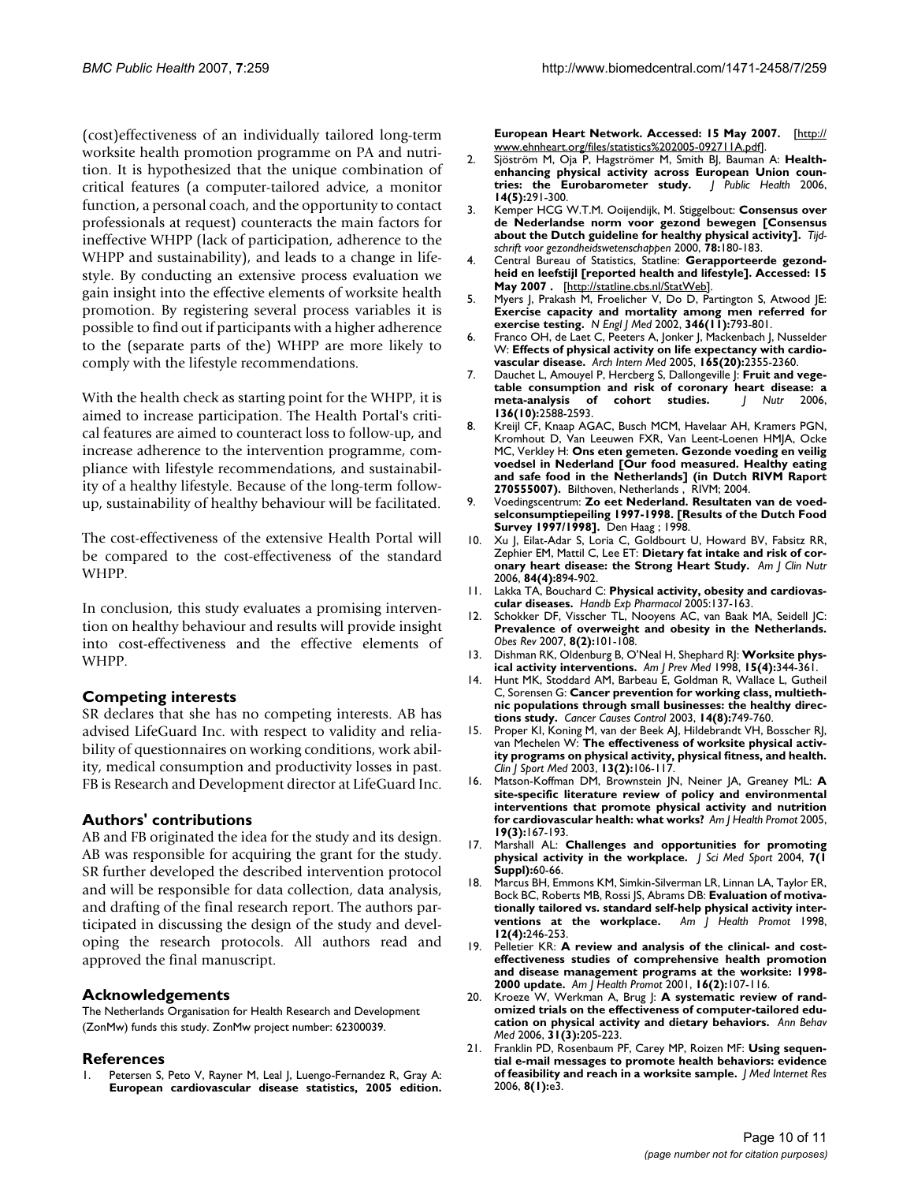(cost)effectiveness of an individually tailored long-term worksite health promotion programme on PA and nutrition. It is hypothesized that the unique combination of critical features (a computer-tailored advice, a monitor function, a personal coach, and the opportunity to contact professionals at request) counteracts the main factors for ineffective WHPP (lack of participation, adherence to the WHPP and sustainability), and leads to a change in lifestyle. By conducting an extensive process evaluation we gain insight into the effective elements of worksite health promotion. By registering several process variables it is possible to find out if participants with a higher adherence to the (separate parts of the) WHPP are more likely to comply with the lifestyle recommendations.

With the health check as starting point for the WHPP, it is aimed to increase participation. The Health Portal's critical features are aimed to counteract loss to follow-up, and increase adherence to the intervention programme, compliance with lifestyle recommendations, and sustainability of a healthy lifestyle. Because of the long-term follow-up, sustainability of healthy behaviour will be facilitated.

The cost-effectiveness of the extensive Health Portal will be compared to the cost-effectiveness of the standard WHPP.

In conclusion, this study evaluates a promising intervention on healthy behaviour and results will provide insight into cost-effectiveness and the effective elements of WHPP.

## Competing interests

SR declares that she has no competing interests. AB has advised LifeGuard Inc. with respect to validity and reliability of questionnaires on working conditions, work ability, medical consumption and productivity losses in past. FB is Research and Development director at LifeGuard Inc.

## Authors' contributions

AB and FB originated the idea for the study and its design. AB was responsible for acquiring the grant for the study. SR further developed the described intervention protocol and will be responsible for data collection, data analysis, and drafting of the final research report. The authors participated in discussing the design of the study and developing the research protocols. All authors read and approved the final manuscript.

## Acknowledgements

The Netherlands Organisation for Health Research and Development (ZonMw) funds this study. ZonMw project number: 62300039.

## References

1. Petersen S, Peto V, Rayner M, Leal J, Luengo-Fernandez R, Gray A: **European cardiovascular disease statistics, 2005 edition. European Heart Network. Accessed: 15 May 2007.** [http://www.ehnheart.org/files/statistics%202005-092711A.pdf].
2. Sjöström M, Oja P, Hagströmer M, Smith BJ, Bauman A: **Health-enhancing physical activity across European Union countries: the Eurobarometer study.** *J Public Health* 2006, **14(5):**291-300.
3. Kemper HCG W.T.M. Ooijendijk, M. Stiggelbout: **Consensus over de Nederlandse norm voor gezond bewegen [Consensus about the Dutch guideline for healthy physical activity].** *Tijdschrift voor gezondheidswetenschappen* 2000, **78:**180-183.
4. Central Bureau of Statistics, Statline: **Gerapporteerde gezondheid en leefstijl [reported health and lifestyle]. Accessed: 15 May 2007 .** [http://statline.cbs.nl/StatWeb].
5. Myers J, Prakash M, Froelicher V, Do D, Partington S, Atwood JE: **Exercise capacity and mortality among men referred for exercise testing.** *N Engl J Med* 2002, **346(11):**793-801.
6. Franco OH, de Laet C, Peeters A, Jonker J, Mackenbach J, Nusselder W: **Effects of physical activity on life expectancy with cardiovascular disease.** *Arch Intern Med* 2005, **165(20):**2355-2360.
7. Dauchet L, Amouyel P, Hercberg S, Dallongeville J: **Fruit and vegetable consumption and risk of coronary heart disease: a meta-analysis of cohort studies.** *J Nutr* 2006, **136(10):**2588-2593.
8. Kreijl CF, Knaap AGAC, Busch MCM, Havelaar AH, Kramers PGN, Kromhout D, Van Leeuwen FXR, Van Leent-Loenen HMJA, Ocke MC, Verkley H: **Ons eten gemeten. Gezonde voeding en veilig voedsel in Nederland [Our food measured. Healthy eating and safe food in the Netherlands] (in Dutch RIVM Raport 270555007).** Bilthoven, Netherlands , RIVM; 2004.
9. Voedingscentrum: **Zo eet Nederland. Resultaten van de voedselconsumptiepeiling 1997-1998. [Results of the Dutch Food Survey 1997/1998].** Den Haag ; 1998.
10. Xu J, Eilat-Adar S, Loria C, Goldbourt U, Howard BV, Fabsitz RR, Zephier EM, Mattil C, Lee ET: **Dietary fat intake and risk of coronary heart disease: the Strong Heart Study.** *Am J Clin Nutr* 2006, **84(4):**894-902.
11. Lakka TA, Bouchard C: **Physical activity, obesity and cardiovascular diseases.** *Handb Exp Pharmacol* 2005:137-163.
12. Schokker DF, Visscher TL, Nooyens AC, van Baak MA, Seidell JC: **Prevalence of overweight and obesity in the Netherlands.** *Obes Rev* 2007, **8(2):**101-108.
13. Dishman RK, Oldenburg B, O'Neal H, Shephard RJ: **Worksite physical activity interventions.** *Am J Prev Med* 1998, **15(4):**344-361.
14. Hunt MK, Stoddard AM, Barbeau E, Goldman R, Wallace L, Gutheil C, Sorensen G: **Cancer prevention for working class, multiethnic populations through small businesses: the healthy directions study.** *Cancer Causes Control* 2003, **14(8):**749-760.
15. Proper KI, Koning M, van der Beek AJ, Hildebrandt VH, Bosscher RJ, van Mechelen W: **The effectiveness of worksite physical activity programs on physical activity, physical fitness, and health.** *Clin J Sport Med* 2003, **13(2):**106-117.
16. Matson-Koffman DM, Brownstein JN, Neiner JA, Greaney ML: **A site-specific literature review of policy and environmental interventions that promote physical activity and nutrition for cardiovascular health: what works?** *Am J Health Promot* 2005, **19(3):**167-193.
17. Marshall AL: **Challenges and opportunities for promoting physical activity in the workplace.** *J Sci Med Sport* 2004, **7(1 Suppl):**60-66.
18. Marcus BH, Emmons KM, Simkin-Silverman LR, Linnan LA, Taylor ER, Bock BC, Roberts MB, Rossi JS, Abrams DB: **Evaluation of motivationally tailored vs. standard self-help physical activity interventions at the workplace.** *Am J Health Promot* 1998, **12(4):**246-253.
19. Pelletier KR: **A review and analysis of the clinical- and cost-effectiveness studies of comprehensive health promotion and disease management programs at the worksite: 1998-2000 update.** *Am J Health Promot* 2001, **16(2):**107-116.
20. Kroeze W, Werkman A, Brug J: **A systematic review of randomized trials on the effectiveness of computer-tailored education on physical activity and dietary behaviors.** *Ann Behav Med* 2006, **31(3):**205-223.
21. Franklin PD, Rosenbaum PF, Carey MP, Roizen MF: **Using sequential e-mail messages to promote health behaviors: evidence of feasibility and reach in a worksite sample.** *J Med Internet Res* 2006, **8(1):**e3.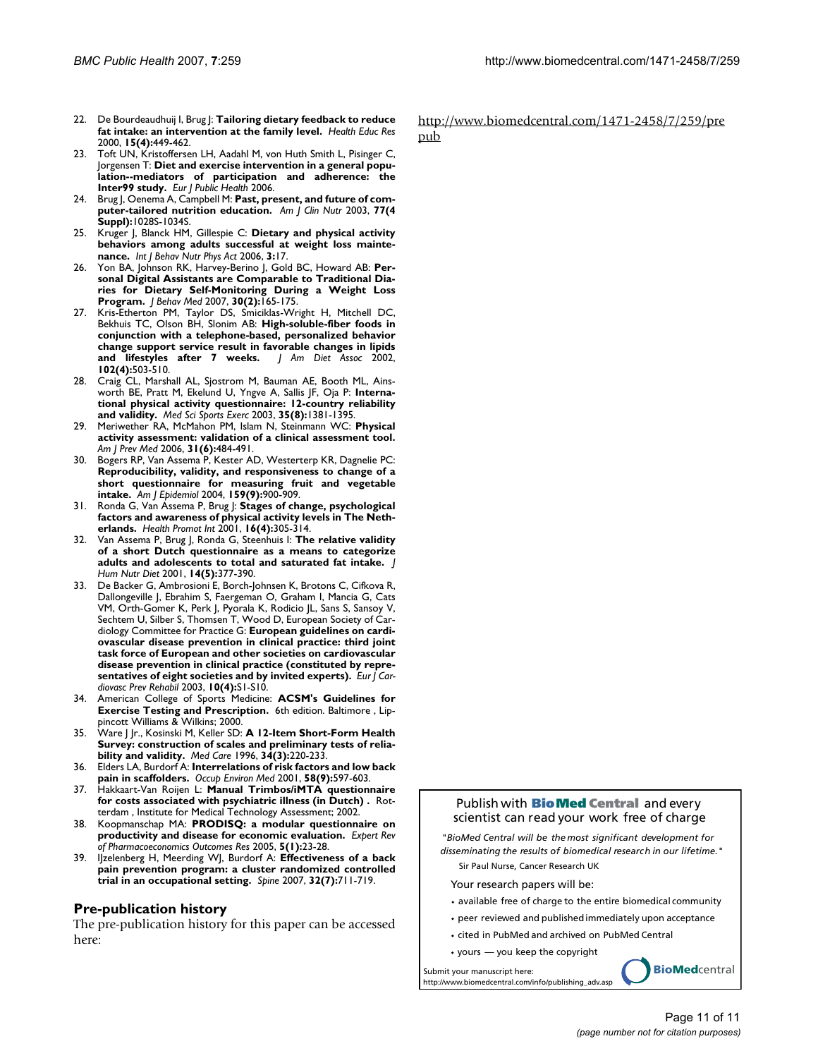22. De Bourdeaudhuij I, Brug J: **Tailoring dietary feedback to reduce fat intake: an intervention at the family level.** *Health Educ Res* 2000, **15(4):**449-462.
23. Toft UN, Kristoffersen LH, Aadahl M, von Huth Smith L, Pisinger C, Jorgensen T: **Diet and exercise intervention in a general population--mediators of participation and adherence: the Inter99 study.** *Eur J Public Health* 2006.
24. Brug J, Oenema A, Campbell M: **Past, present, and future of computer-tailored nutrition education.** *Am J Clin Nutr* 2003, **77(4 Suppl):**1028S-1034S.
25. Kruger J, Blanck HM, Gillespie C: **Dietary and physical activity behaviors among adults successful at weight loss maintenance.** *Int J Behav Nutr Phys Act* 2006, **3:**17.
26. Yon BA, Johnson RK, Harvey-Berino J, Gold BC, Howard AB: **Personal Digital Assistants are Comparable to Traditional Diaries for Dietary Self-Monitoring During a Weight Loss Program.** *J Behav Med* 2007, **30(2):**165-175.
27. Kris-Etherton PM, Taylor DS, Smiciklas-Wright H, Mitchell DC, Bekhuis TC, Olson BH, Slonim AB: **High-soluble-fiber foods in conjunction with a telephone-based, personalized behavior change support service result in favorable changes in lipids and lifestyles after 7 weeks.** *J Am Diet Assoc* 2002, **102(4):**503-510.
28. Craig CL, Marshall AL, Sjostrom M, Bauman AE, Booth ML, Ainsworth BE, Pratt M, Ekelund U, Yngve A, Sallis JF, Oja P: **International physical activity questionnaire: 12-country reliability and validity.** *Med Sci Sports Exerc* 2003, **35(8):**1381-1395.
29. Meriwether RA, McMahon PM, Islam N, Steinmann WC: **Physical activity assessment: validation of a clinical assessment tool.** *Am J Prev Med* 2006, **31(6):**484-491.
30. Bogers RP, Van Assema P, Kester AD, Westerterp KR, Dagnelie PC: **Reproducibility, validity, and responsiveness to change of a short questionnaire for measuring fruit and vegetable intake.** *Am J Epidemiol* 2004, **159(9):**900-909.
31. Ronda G, Van Assema P, Brug J: **Stages of change, psychological factors and awareness of physical activity levels in The Netherlands.** *Health Promot Int* 2001, **16(4):**305-314.
32. Van Assema P, Brug J, Ronda G, Steenhuis I: **The relative validity of a short Dutch questionnaire as a means to categorize adults and adolescents to total and saturated fat intake.** *J Hum Nutr Diet* 2001, **14(5):**377-390.
33. De Backer G, Ambrosioni E, Borch-Johnsen K, Brotons C, Cifkova R, Dallongeville J, Ebrahim S, Faergeman O, Graham I, Mancia G, Cats VM, Orth-Gomer K, Perk J, Pyorala K, Rodicio JL, Sans S, Sansoy V, Sechtem U, Silber S, Thomsen T, Wood D, European Society of Cardiology Committee for Practice G: **European guidelines on cardiovascular disease prevention in clinical practice: third joint task force of European and other societies on cardiovascular disease prevention in clinical practice (constituted by representatives of eight societies and by invited experts).** *Eur J Cardiovasc Prev Rehabil* 2003, **10(4):**S1-S10.
34. American College of Sports Medicine: **ACSM's Guidelines for Exercise Testing and Prescription.** 6th edition. Baltimore , Lippincott Williams & Wilkins; 2000.
35. Ware J Jr., Kosinski M, Keller SD: **A 12-Item Short-Form Health Survey: construction of scales and preliminary tests of reliability and validity.** *Med Care* 1996, **34(3):**220-233.
36. Elders LA, Burdorf A: **Interrelations of risk factors and low back pain in scaffolders.** *Occup Environ Med* 2001, **58(9):**597-603.
37. Hakkaart-Van Roijen L: **Manual Trimbos/iMTA questionnaire for costs associated with psychiatric illness (in Dutch) .** Rotterdam , Institute for Medical Technology Assessment; 2002.
38. Koopmanschap MA: **PRODISQ: a modular questionnaire on productivity and disease for economic evaluation.** *Expert Rev of Pharmacoeconomics Outcomes Res* 2005, **5(1):**23-28.
39. IJzelenberg H, Meerding WJ, Burdorf A: **Effectiveness of a back pain prevention program: a cluster randomized controlled trial in an occupational setting.** *Spine* 2007, **32(7):**711-719.

## Pre-publication history

The pre-publication history for this paper can be accessed here:

http://www.biomedcentral.com/1471-2458/7/259/prepub

Publish with **BioMed Central** and every scientist can read your work free of charge

*"BioMed Central will be the most significant development for disseminating the results of biomedical research in our lifetime."*
Sir Paul Nurse, Cancer Research UK

Your research papers will be:

- available free of charge to the entire biomedical community
- peer reviewed and published immediately upon acceptance
- cited in PubMed and archived on PubMed Central
- yours — you keep the copyright

Submit your manuscript here:
http://www.biomedcentral.com/info/publishing_adv.asp

BioMedcentral